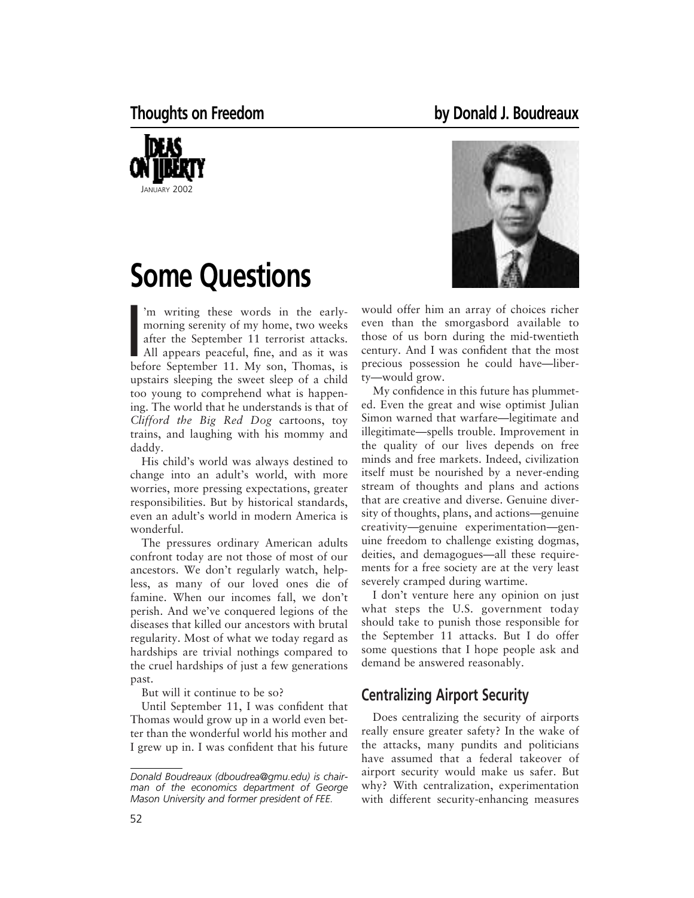Thoughts on Freedom — by Donald J. Boudreaux

Ideas on Liberty, January 2002

# Some Questions

I'm writing these words in the early-morning serenity of my home, two weeks after the September 11 terrorist attacks. All appears peaceful, fine, and as it was before September 11. My son, Thomas, is upstairs sleeping the sweet sleep of a child too young to comprehend what is happening. The world that he understands is that of *Clifford the Big Red Dog* cartoons, toy trains, and laughing with his mommy and daddy.

His child's world was always destined to change into an adult's world, with more worries, more pressing expectations, greater responsibilities. But by historical standards, even an adult's world in modern America is wonderful.

The pressures ordinary American adults confront today are not those of most of our ancestors. We don't regularly watch, helpless, as many of our loved ones die of famine. When our incomes fall, we don't perish. And we've conquered legions of the diseases that killed our ancestors with brutal regularity. Most of what we today regard as hardships are trivial nothings compared to the cruel hardships of just a few generations past.

But will it continue to be so?

Until September 11, I was confident that Thomas would grow up in a world even better than the wonderful world his mother and I grew up in. I was confident that his future would offer him an array of choices richer even than the smorgasbord available to those of us born during the mid-twentieth century. And I was confident that the most precious possession he could have—liberty—would grow.

My confidence in this future has plummeted. Even the great and wise optimist Julian Simon warned that warfare—legitimate and illegitimate—spells trouble. Improvement in the quality of our lives depends on free minds and free markets. Indeed, civilization itself must be nourished by a never-ending stream of thoughts and plans and actions that are creative and diverse. Genuine diversity of thoughts, plans, and actions—genuine creativity—genuine experimentation—genuine freedom to challenge existing dogmas, deities, and demagogues—all these requirements for a free society are at the very least severely cramped during wartime.

I don't venture here any opinion on just what steps the U.S. government today should take to punish those responsible for the September 11 attacks. But I do offer some questions that I hope people ask and demand be answered reasonably.

## Centralizing Airport Security

Does centralizing the security of airports really ensure greater safety? In the wake of the attacks, many pundits and politicians have assumed that a federal takeover of airport security would make us safer. But why? With centralization, experimentation with different security-enhancing measures

---

*Donald Boudreaux (dboudrea@gmu.edu) is chairman of the economics department of George Mason University and former president of FEE.*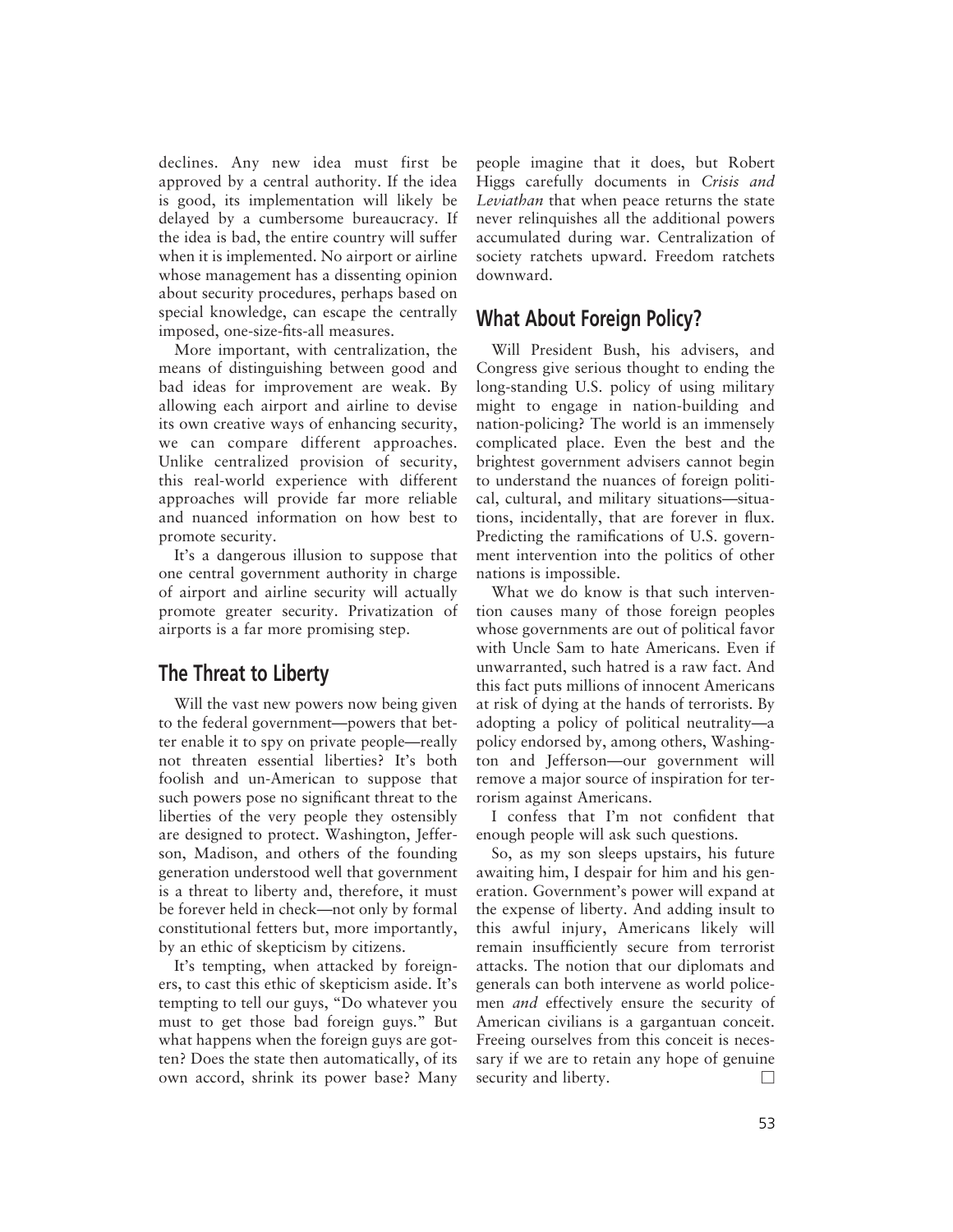declines. Any new idea must first be approved by a central authority. If the idea is good, its implementation will likely be delayed by a cumbersome bureaucracy. If the idea is bad, the entire country will suffer when it is implemented. No airport or airline whose management has a dissenting opinion about security procedures, perhaps based on special knowledge, can escape the centrally imposed, one-size-fits-all measures.

More important, with centralization, the means of distinguishing between good and bad ideas for improvement are weak. By allowing each airport and airline to devise its own creative ways of enhancing security, we can compare different approaches. Unlike centralized provision of security, this real-world experience with different approaches will provide far more reliable and nuanced information on how best to promote security.

It's a dangerous illusion to suppose that one central government authority in charge of airport and airline security will actually promote greater security. Privatization of airports is a far more promising step.

## The Threat to Liberty

Will the vast new powers now being given to the federal government—powers that better enable it to spy on private people—really not threaten essential liberties? It's both foolish and un-American to suppose that such powers pose no significant threat to the liberties of the very people they ostensibly are designed to protect. Washington, Jefferson, Madison, and others of the founding generation understood well that government is a threat to liberty and, therefore, it must be forever held in check—not only by formal constitutional fetters but, more importantly, by an ethic of skepticism by citizens.

It's tempting, when attacked by foreigners, to cast this ethic of skepticism aside. It's tempting to tell our guys, "Do whatever you must to get those bad foreign guys." But what happens when the foreign guys are gotten? Does the state then automatically, of its own accord, shrink its power base? Many people imagine that it does, but Robert Higgs carefully documents in *Crisis and Leviathan* that when peace returns the state never relinquishes all the additional powers accumulated during war. Centralization of society ratchets upward. Freedom ratchets downward.

## What About Foreign Policy?

Will President Bush, his advisers, and Congress give serious thought to ending the long-standing U.S. policy of using military might to engage in nation-building and nation-policing? The world is an immensely complicated place. Even the best and the brightest government advisers cannot begin to understand the nuances of foreign political, cultural, and military situations—situations, incidentally, that are forever in flux. Predicting the ramifications of U.S. government intervention into the politics of other nations is impossible.

What we do know is that such intervention causes many of those foreign peoples whose governments are out of political favor with Uncle Sam to hate Americans. Even if unwarranted, such hatred is a raw fact. And this fact puts millions of innocent Americans at risk of dying at the hands of terrorists. By adopting a policy of political neutrality—a policy endorsed by, among others, Washington and Jefferson—our government will remove a major source of inspiration for terrorism against Americans.

I confess that I'm not confident that enough people will ask such questions.

So, as my son sleeps upstairs, his future awaiting him, I despair for him and his generation. Government's power will expand at the expense of liberty. And adding insult to this awful injury, Americans likely will remain insufficiently secure from terrorist attacks. The notion that our diplomats and generals can both intervene as world policemen *and* effectively ensure the security of American civilians is a gargantuan conceit. Freeing ourselves from this conceit is necessary if we are to retain any hope of genuine security and liberty. □